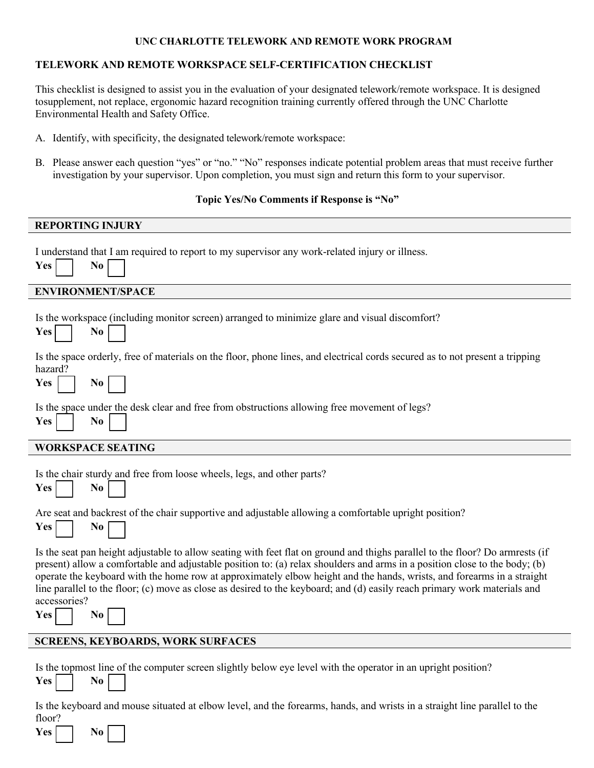**UNC CHARLOTTE TELEWORK AND REMOTE WORK PROGRAM**

## TELEWORK AND REMOTE WORKSPACE SELF-CERTIFICATION CHECKLIST

This checklist is designed to assist you in the evaluation of your designated telework/remote workspace. It is designed tosupplement, not replace, ergonomic hazard recognition training currently offered through the UNC Charlotte Environmental Health and Safety Office.

A. Identify, with specificity, the designated telework/remote workspace:

B. Please answer each question "yes" or "no." "No" responses indicate potential problem areas that must receive further investigation by your supervisor. Upon completion, you must sign and return this form to your supervisor.

**Topic Yes/No Comments if Response is "No"**

### REPORTING INJURY

I understand that I am required to report to my supervisor any work-related injury or illness.

**Yes** ☐ **No** ☐

### ENVIRONMENT/SPACE

Is the workspace (including monitor screen) arranged to minimize glare and visual discomfort?

**Yes** ☐ **No** ☐

Is the space orderly, free of materials on the floor, phone lines, and electrical cords secured as to not present a tripping hazard?

**Yes** ☐ **No** ☐

Is the space under the desk clear and free from obstructions allowing free movement of legs?

**Yes** ☐ **No** ☐

### WORKSPACE SEATING

Is the chair sturdy and free from loose wheels, legs, and other parts?

**Yes** ☐ **No** ☐

Are seat and backrest of the chair supportive and adjustable allowing a comfortable upright position?

**Yes** ☐ **No** ☐

Is the seat pan height adjustable to allow seating with feet flat on ground and thighs parallel to the floor? Do armrests (if present) allow a comfortable and adjustable position to: (a) relax shoulders and arms in a position close to the body; (b) operate the keyboard with the home row at approximately elbow height and the hands, wrists, and forearms in a straight line parallel to the floor; (c) move as close as desired to the keyboard; and (d) easily reach primary work materials and accessories?

**Yes** ☐ **No** ☐

### SCREENS, KEYBOARDS, WORK SURFACES

Is the topmost line of the computer screen slightly below eye level with the operator in an upright position?

**Yes** ☐ **No** ☐

Is the keyboard and mouse situated at elbow level, and the forearms, hands, and wrists in a straight line parallel to the floor?

**Yes** ☐ **No** ☐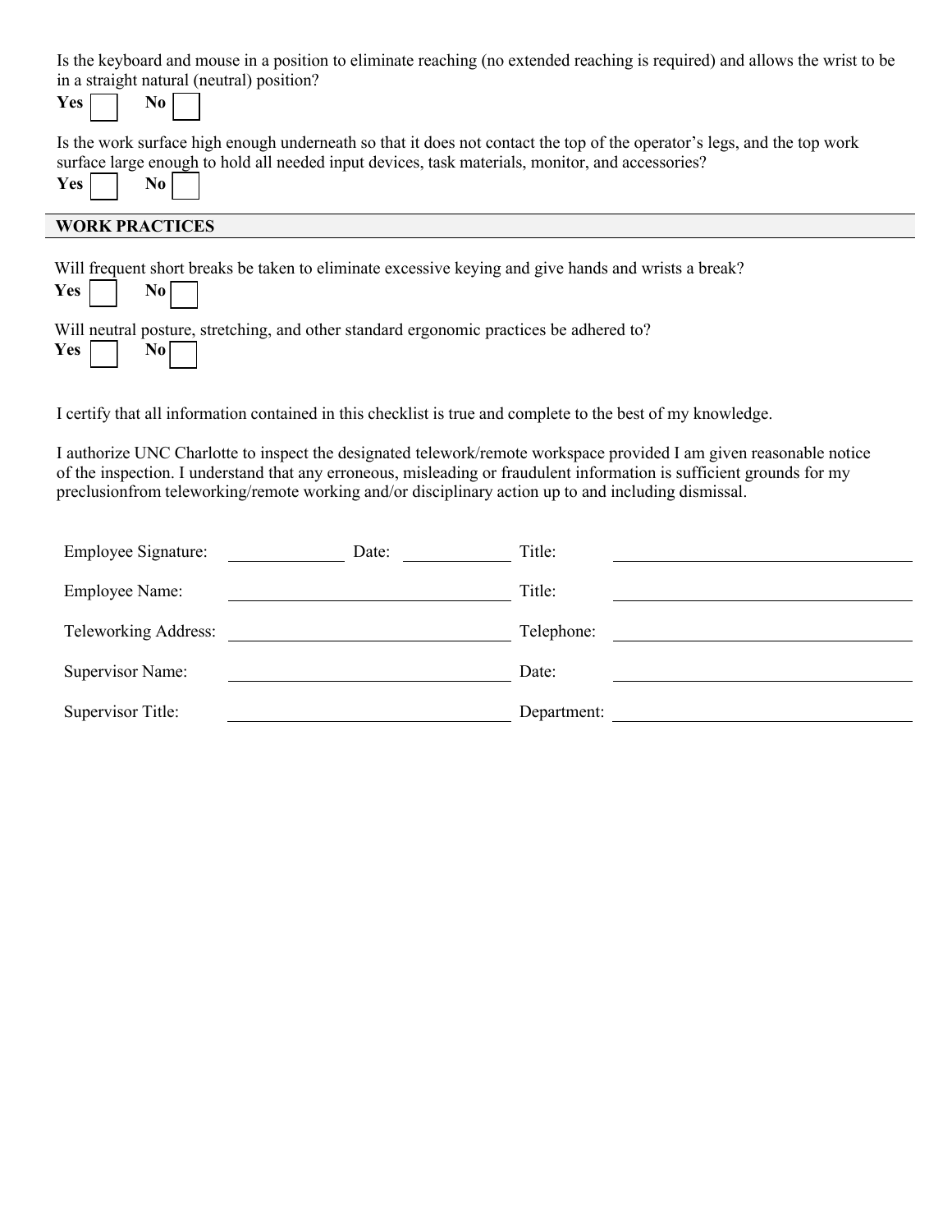Is the keyboard and mouse in a position to eliminate reaching (no extended reaching is required) and allows the wrist to be in a straight natural (neutral) position?

**Yes** ☐ **No** ☐

Is the work surface high enough underneath so that it does not contact the top of the operator's legs, and the top work surface large enough to hold all needed input devices, task materials, monitor, and accessories?

**Yes** ☐ **No** ☐

## WORK PRACTICES

Will frequent short breaks be taken to eliminate excessive keying and give hands and wrists a break?

**Yes** ☐ **No** ☐

Will neutral posture, stretching, and other standard ergonomic practices be adhered to?

**Yes** ☐ **No** ☐

I certify that all information contained in this checklist is true and complete to the best of my knowledge.

I authorize UNC Charlotte to inspect the designated telework/remote workspace provided I am given reasonable notice of the inspection. I understand that any erroneous, misleading or fraudulent information is sufficient grounds for my preclusionfrom teleworking/remote working and/or disciplinary action up to and including dismissal.

Employee Signature: ____________ Date: ____________ Title: ______________________________

Employee Name: ______________________________ Title: ______________________________

Teleworking Address: ______________________________ Telephone: ______________________________

Supervisor Name: ______________________________ Date: ______________________________

Supervisor Title: ______________________________ Department: ______________________________